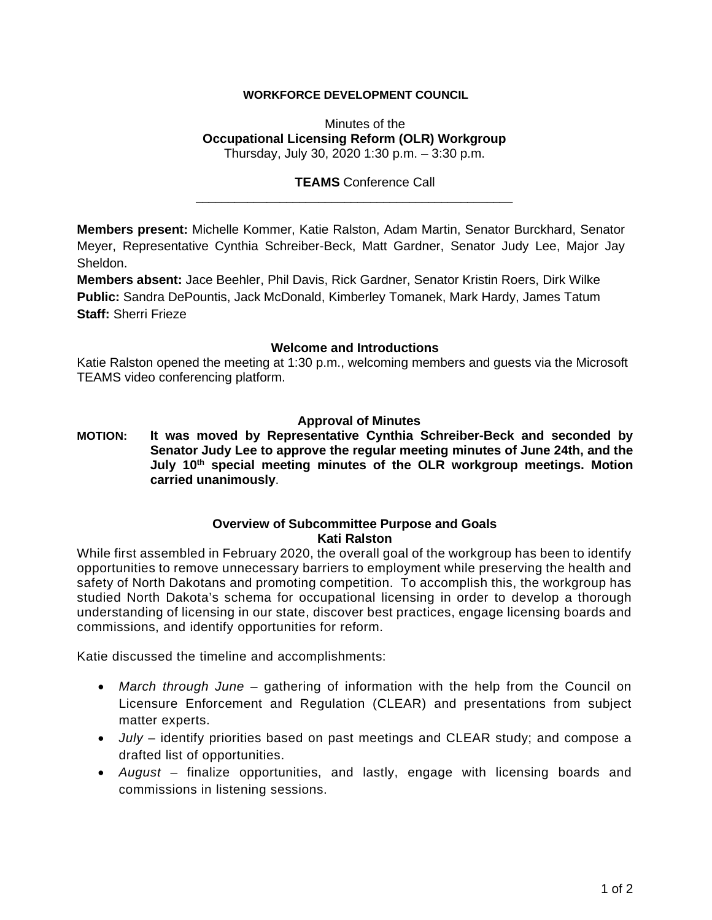**WORKFORCE DEVELOPMENT COUNCIL**

Minutes of the
**Occupational Licensing Reform (OLR) Workgroup**
Thursday, July 30, 2020 1:30 p.m. – 3:30 p.m.

**TEAMS** Conference Call

---

**Members present:** Michelle Kommer, Katie Ralston, Adam Martin, Senator Burckhard, Senator Meyer, Representative Cynthia Schreiber-Beck, Matt Gardner, Senator Judy Lee, Major Jay Sheldon.

**Members absent:** Jace Beehler, Phil Davis, Rick Gardner, Senator Kristin Roers, Dirk Wilke

**Public:** Sandra DePountis, Jack McDonald, Kimberley Tomanek, Mark Hardy, James Tatum

**Staff:** Sherri Frieze

## Welcome and Introductions

Katie Ralston opened the meeting at 1:30 p.m., welcoming members and guests via the Microsoft TEAMS video conferencing platform.

## Approval of Minutes

**MOTION: It was moved by Representative Cynthia Schreiber-Beck and seconded by Senator Judy Lee to approve the regular meeting minutes of June 24th, and the July 10th special meeting minutes of the OLR workgroup meetings. Motion carried unanimously**.

## Overview of Subcommittee Purpose and Goals
### Kati Ralston

While first assembled in February 2020, the overall goal of the workgroup has been to identify opportunities to remove unnecessary barriers to employment while preserving the health and safety of North Dakotans and promoting competition. To accomplish this, the workgroup has studied North Dakota's schema for occupational licensing in order to develop a thorough understanding of licensing in our state, discover best practices, engage licensing boards and commissions, and identify opportunities for reform.

Katie discussed the timeline and accomplishments:

- *March through June* – gathering of information with the help from the Council on Licensure Enforcement and Regulation (CLEAR) and presentations from subject matter experts.
- *July* – identify priorities based on past meetings and CLEAR study; and compose a drafted list of opportunities.
- *August* – finalize opportunities, and lastly, engage with licensing boards and commissions in listening sessions.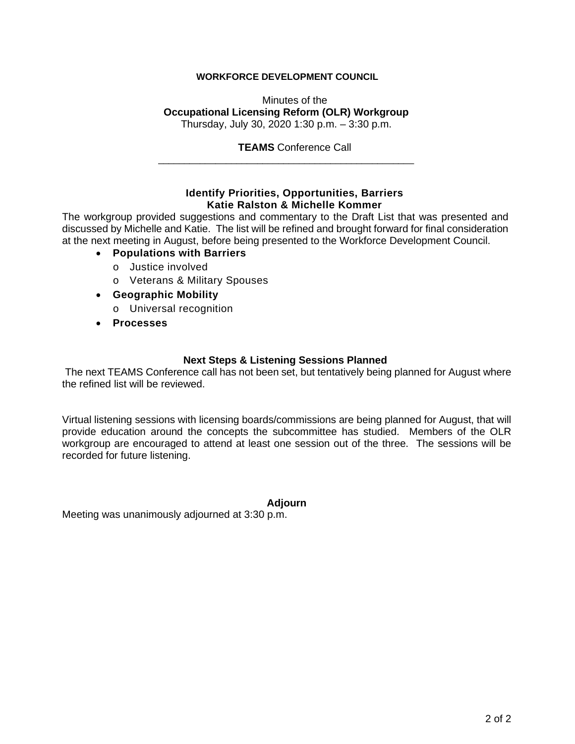**WORKFORCE DEVELOPMENT COUNCIL**

Minutes of the
**Occupational Licensing Reform (OLR) Workgroup**
Thursday, July 30, 2020 1:30 p.m. – 3:30 p.m.

**TEAMS** Conference Call

---

### Identify Priorities, Opportunities, Barriers
### Katie Ralston & Michelle Kommer

The workgroup provided suggestions and commentary to the Draft List that was presented and discussed by Michelle and Katie. The list will be refined and brought forward for final consideration at the next meeting in August, before being presented to the Workforce Development Council.

- **Populations with Barriers**
  - Justice involved
  - Veterans & Military Spouses
- **Geographic Mobility**
  - Universal recognition
- **Processes**

### Next Steps & Listening Sessions Planned

The next TEAMS Conference call has not been set, but tentatively being planned for August where the refined list will be reviewed.

Virtual listening sessions with licensing boards/commissions are being planned for August, that will provide education around the concepts the subcommittee has studied. Members of the OLR workgroup are encouraged to attend at least one session out of the three. The sessions will be recorded for future listening.

### Adjourn

Meeting was unanimously adjourned at 3:30 p.m.